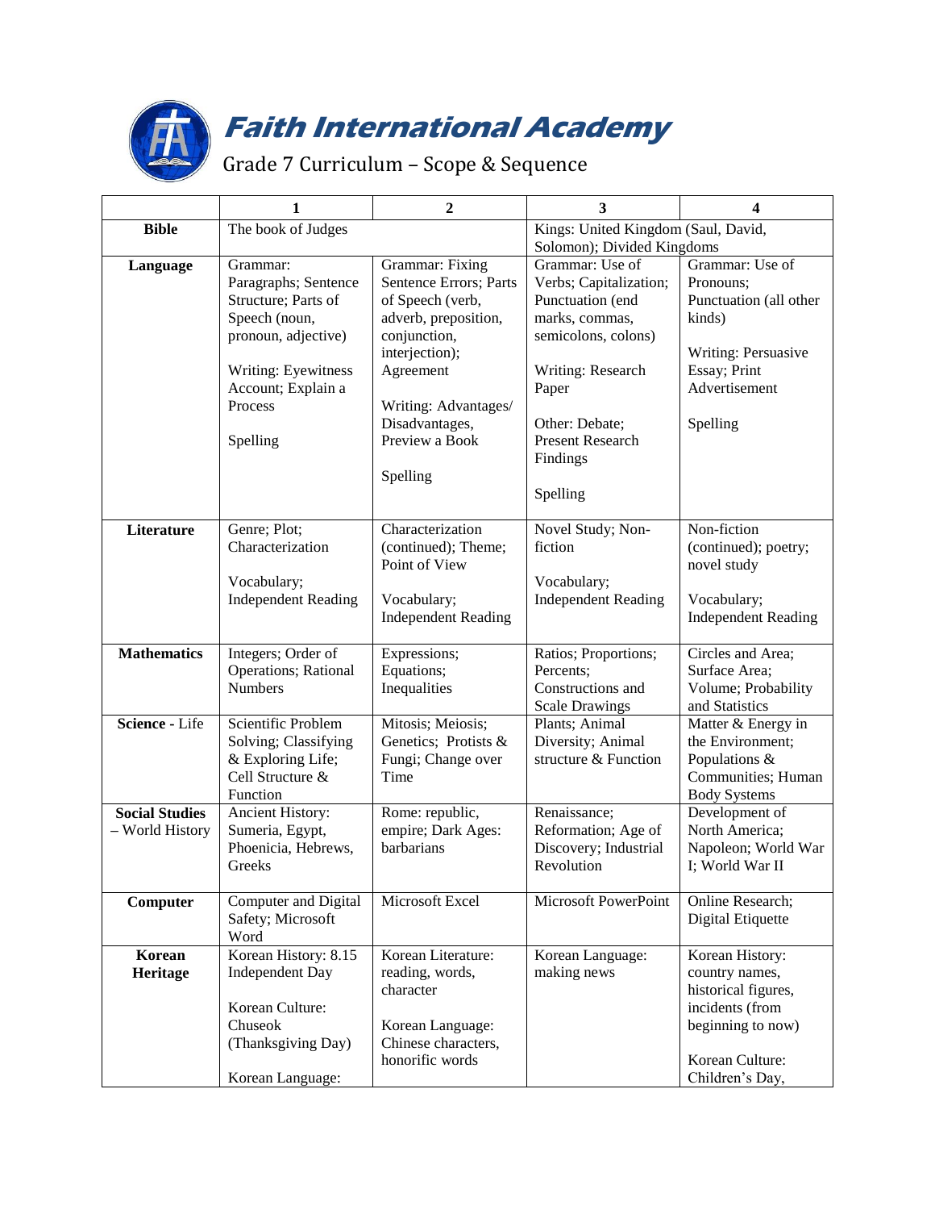# Faith International Academy

## Grade 7 Curriculum – Scope & Sequence

| | 1 | 2 | 3 | 4 |
|---|---|---|---|---|
| **Bible** | The book of Judges | | Kings: United Kingdom (Saul, David, Solomon); Divided Kingdoms | |
| **Language** | Grammar: Paragraphs; Sentence Structure; Parts of Speech (noun, pronoun, adjective)<br><br>Writing: Eyewitness Account; Explain a Process<br><br>Spelling | Grammar: Fixing Sentence Errors; Parts of Speech (verb, adverb, preposition, conjunction, interjection); Agreement<br><br>Writing: Advantages/ Disadvantages, Preview a Book<br><br>Spelling | Grammar: Use of Verbs; Capitalization; Punctuation (end marks, commas, semicolons, colons)<br><br>Writing: Research Paper<br><br>Other: Debate; Present Research Findings<br><br>Spelling | Grammar: Use of Pronouns; Punctuation (all other kinds)<br><br>Writing: Persuasive Essay; Print Advertisement<br><br>Spelling |
| **Literature** | Genre; Plot; Characterization<br><br>Vocabulary; Independent Reading | Characterization (continued); Theme; Point of View<br><br>Vocabulary; Independent Reading | Novel Study; Non-fiction<br><br>Vocabulary; Independent Reading | Non-fiction (continued); poetry; novel study<br><br>Vocabulary; Independent Reading |
| **Mathematics** | Integers; Order of Operations; Rational Numbers | Expressions; Equations; Inequalities | Ratios; Proportions; Percents; Constructions and Scale Drawings | Circles and Area; Surface Area; Volume; Probability and Statistics |
| **Science** - Life | Scientific Problem Solving; Classifying & Exploring Life; Cell Structure & Function | Mitosis; Meiosis; Genetics; Protists & Fungi; Change over Time | Plants; Animal Diversity; Animal structure & Function | Matter & Energy in the Environment; Populations & Communities; Human Body Systems |
| **Social Studies** – World History | Ancient History: Sumeria, Egypt, Phoenicia, Hebrews, Greeks | Rome: republic, empire; Dark Ages: barbarians | Renaissance; Reformation; Age of Discovery; Industrial Revolution | Development of North America; Napoleon; World War I; World War II |
| **Computer** | Computer and Digital Safety; Microsoft Word | Microsoft Excel | Microsoft PowerPoint | Online Research; Digital Etiquette |
| **Korean Heritage** | Korean History: 8.15 Independent Day<br><br>Korean Culture: Chuseok (Thanksgiving Day)<br><br>Korean Language: | Korean Literature: reading, words, character<br><br>Korean Language: Chinese characters, honorific words | Korean Language: making news | Korean History: country names, historical figures, incidents (from beginning to now)<br><br>Korean Culture: Children's Day, |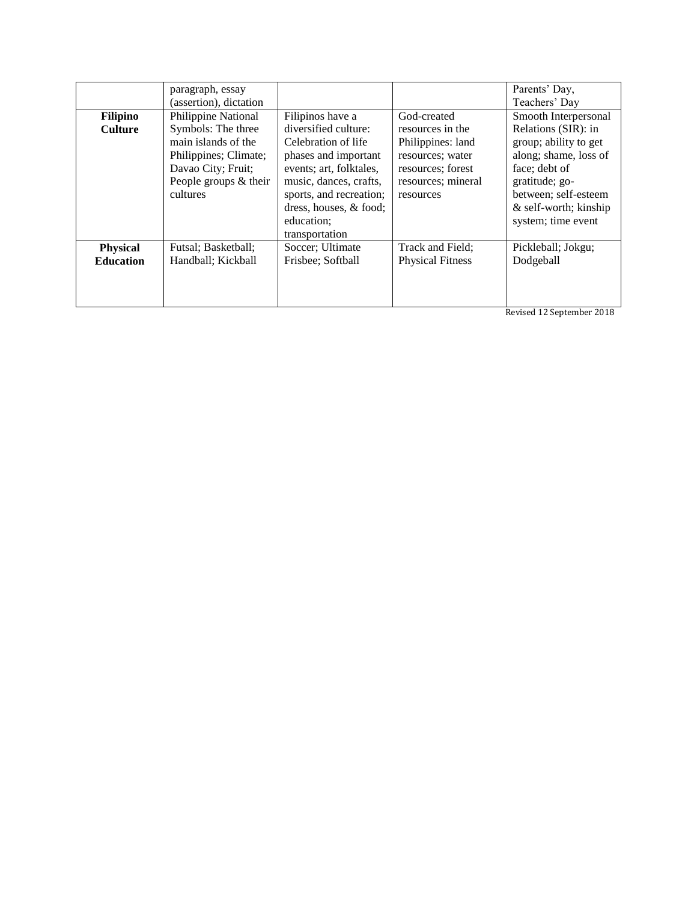| | | | | |
|---|---|---|---|---|
| | paragraph, essay (assertion), dictation | | | Parents' Day, Teachers' Day |
| **Filipino Culture** | Philippine National Symbols: The three main islands of the Philippines; Climate; Davao City; Fruit; People groups & their cultures | Filipinos have a diversified culture: Celebration of life phases and important events; art, folktales, music, dances, crafts, sports, and recreation; dress, houses, & food; education; transportation | God-created resources in the Philippines: land resources; water resources; forest resources; mineral resources | Smooth Interpersonal Relations (SIR): in group; ability to get along; shame, loss of face; debt of gratitude; go-between; self-esteem & self-worth; kinship system; time event |
| **Physical Education** | Futsal; Basketball; Handball; Kickball | Soccer; Ultimate Frisbee; Softball | Track and Field; Physical Fitness | Pickleball; Jokgu; Dodgeball |

Revised 12 September 2018